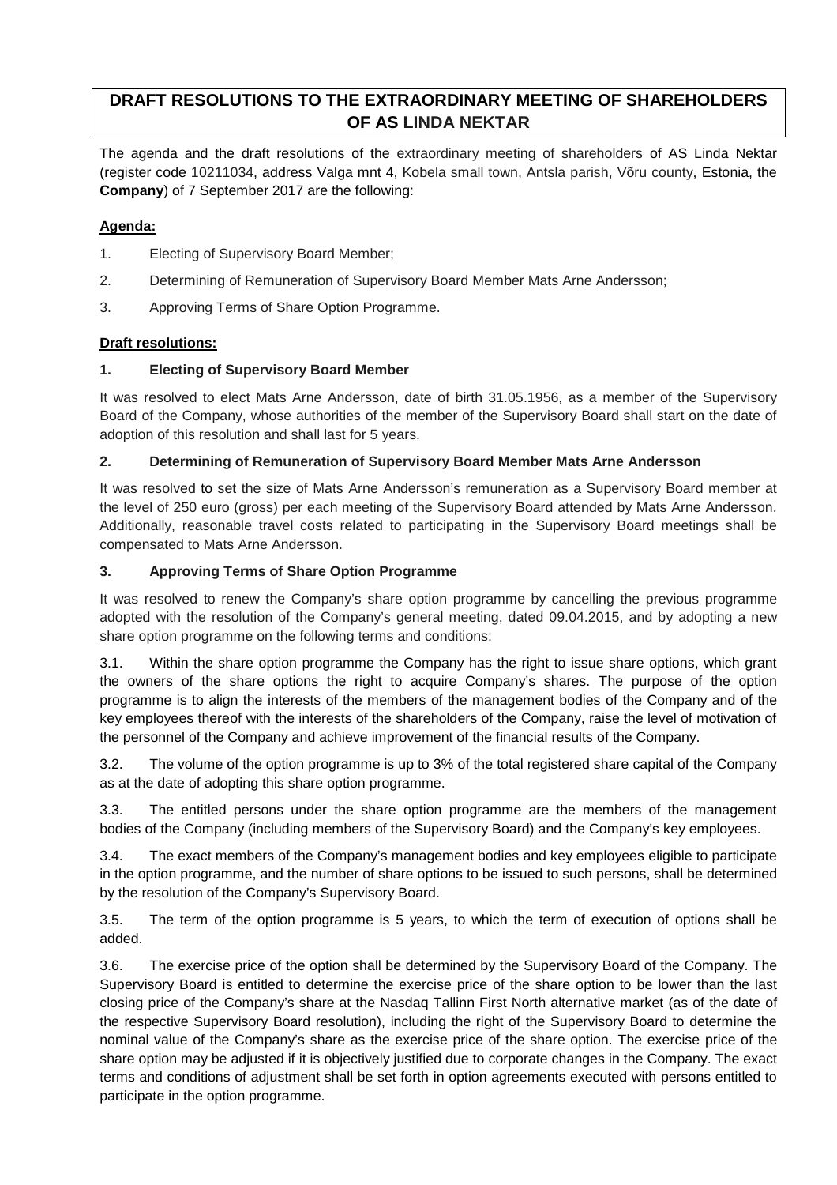# DRAFT RESOLUTIONS TO THE EXTRAORDINARY MEETING OF SHAREHOLDERS OF AS LINDA NEKTAR

The agenda and the draft resolutions of the extraordinary meeting of shareholders of AS Linda Nektar (register code 10211034, address Valga mnt 4, Kobela small town, Antsla parish, Võru county, Estonia, the **Company**) of 7 September 2017 are the following:

**Agenda:**

1. Electing of Supervisory Board Member;
2. Determining of Remuneration of Supervisory Board Member Mats Arne Andersson;
3. Approving Terms of Share Option Programme.

**Draft resolutions:**

## 1. Electing of Supervisory Board Member

It was resolved to elect Mats Arne Andersson, date of birth 31.05.1956, as a member of the Supervisory Board of the Company, whose authorities of the member of the Supervisory Board shall start on the date of adoption of this resolution and shall last for 5 years.

## 2. Determining of Remuneration of Supervisory Board Member Mats Arne Andersson

It was resolved to set the size of Mats Arne Andersson's remuneration as a Supervisory Board member at the level of 250 euro (gross) per each meeting of the Supervisory Board attended by Mats Arne Andersson. Additionally, reasonable travel costs related to participating in the Supervisory Board meetings shall be compensated to Mats Arne Andersson.

## 3. Approving Terms of Share Option Programme

It was resolved to renew the Company's share option programme by cancelling the previous programme adopted with the resolution of the Company's general meeting, dated 09.04.2015, and by adopting a new share option programme on the following terms and conditions:

3.1. Within the share option programme the Company has the right to issue share options, which grant the owners of the share options the right to acquire Company's shares. The purpose of the option programme is to align the interests of the members of the management bodies of the Company and of the key employees thereof with the interests of the shareholders of the Company, raise the level of motivation of the personnel of the Company and achieve improvement of the financial results of the Company.

3.2. The volume of the option programme is up to 3% of the total registered share capital of the Company as at the date of adopting this share option programme.

3.3. The entitled persons under the share option programme are the members of the management bodies of the Company (including members of the Supervisory Board) and the Company's key employees.

3.4. The exact members of the Company's management bodies and key employees eligible to participate in the option programme, and the number of share options to be issued to such persons, shall be determined by the resolution of the Company's Supervisory Board.

3.5. The term of the option programme is 5 years, to which the term of execution of options shall be added.

3.6. The exercise price of the option shall be determined by the Supervisory Board of the Company. The Supervisory Board is entitled to determine the exercise price of the share option to be lower than the last closing price of the Company's share at the Nasdaq Tallinn First North alternative market (as of the date of the respective Supervisory Board resolution), including the right of the Supervisory Board to determine the nominal value of the Company's share as the exercise price of the share option. The exercise price of the share option may be adjusted if it is objectively justified due to corporate changes in the Company. The exact terms and conditions of adjustment shall be set forth in option agreements executed with persons entitled to participate in the option programme.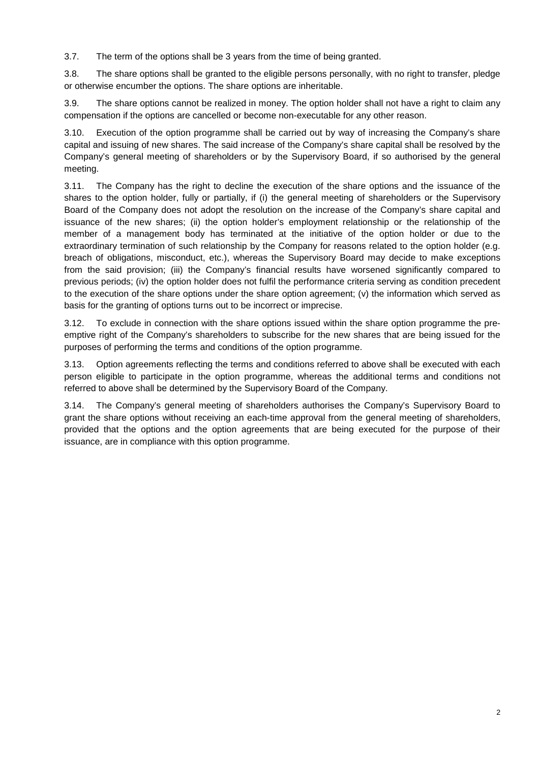3.7. The term of the options shall be 3 years from the time of being granted.

3.8. The share options shall be granted to the eligible persons personally, with no right to transfer, pledge or otherwise encumber the options. The share options are inheritable.

3.9. The share options cannot be realized in money. The option holder shall not have a right to claim any compensation if the options are cancelled or become non-executable for any other reason.

3.10. Execution of the option programme shall be carried out by way of increasing the Company's share capital and issuing of new shares. The said increase of the Company's share capital shall be resolved by the Company's general meeting of shareholders or by the Supervisory Board, if so authorised by the general meeting.

3.11. The Company has the right to decline the execution of the share options and the issuance of the shares to the option holder, fully or partially, if (i) the general meeting of shareholders or the Supervisory Board of the Company does not adopt the resolution on the increase of the Company's share capital and issuance of the new shares; (ii) the option holder's employment relationship or the relationship of the member of a management body has terminated at the initiative of the option holder or due to the extraordinary termination of such relationship by the Company for reasons related to the option holder (e.g. breach of obligations, misconduct, etc.), whereas the Supervisory Board may decide to make exceptions from the said provision; (iii) the Company's financial results have worsened significantly compared to previous periods; (iv) the option holder does not fulfil the performance criteria serving as condition precedent to the execution of the share options under the share option agreement; (v) the information which served as basis for the granting of options turns out to be incorrect or imprecise.

3.12. To exclude in connection with the share options issued within the share option programme the pre-emptive right of the Company's shareholders to subscribe for the new shares that are being issued for the purposes of performing the terms and conditions of the option programme.

3.13. Option agreements reflecting the terms and conditions referred to above shall be executed with each person eligible to participate in the option programme, whereas the additional terms and conditions not referred to above shall be determined by the Supervisory Board of the Company.

3.14. The Company's general meeting of shareholders authorises the Company's Supervisory Board to grant the share options without receiving an each-time approval from the general meeting of shareholders, provided that the options and the option agreements that are being executed for the purpose of their issuance, are in compliance with this option programme.